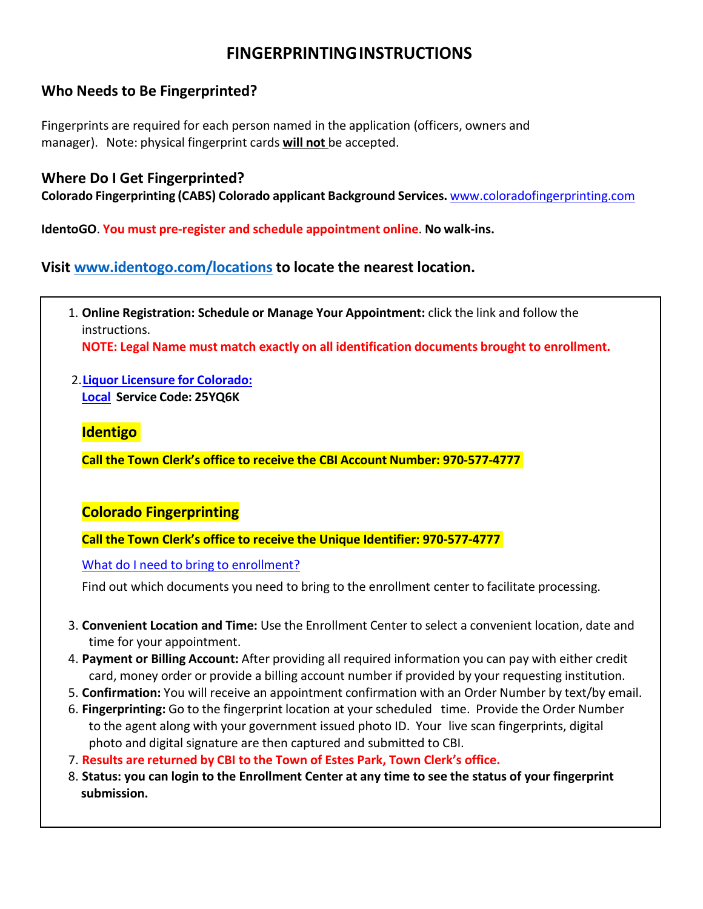# FINGERPRINTING INSTRUCTIONS

## Who Needs to Be Fingerprinted?

Fingerprints are required for each person named in the application (officers, owners and manager). Note: physical fingerprint cards **will not** be accepted.

## Where Do I Get Fingerprinted?

**Colorado Fingerprinting (CABS) Colorado applicant Background Services.** www.coloradofingerprinting.com

**IdentoGO**. **You must pre-register and schedule appointment online**. **No walk-ins.**

## Visit www.identogo.com/locations to locate the nearest location.

1. **Online Registration: Schedule or Manage Your Appointment:** click the link and follow the instructions.
   **NOTE: Legal Name must match exactly on all identification documents brought to enrollment.**

2. **Liquor Licensure for Colorado:**
   **Local Service Code: 25YQ6K**

   **Identigo**

   **Call the Town Clerk's office to receive the CBI Account Number: 970-577-4777**

   **Colorado Fingerprinting**

   **Call the Town Clerk's office to receive the Unique Identifier: 970-577-4777**

   What do I need to bring to enrollment?

   Find out which documents you need to bring to the enrollment center to facilitate processing.

3. **Convenient Location and Time:** Use the Enrollment Center to select a convenient location, date and time for your appointment.
4. **Payment or Billing Account:** After providing all required information you can pay with either credit card, money order or provide a billing account number if provided by your requesting institution.
5. **Confirmation:** You will receive an appointment confirmation with an Order Number by text/by email.
6. **Fingerprinting:** Go to the fingerprint location at your scheduled time. Provide the Order Number to the agent along with your government issued photo ID. Your live scan fingerprints, digital photo and digital signature are then captured and submitted to CBI.
7. **Results are returned by CBI to the Town of Estes Park, Town Clerk's office.**
8. **Status: you can login to the Enrollment Center at any time to see the status of your fingerprint submission.**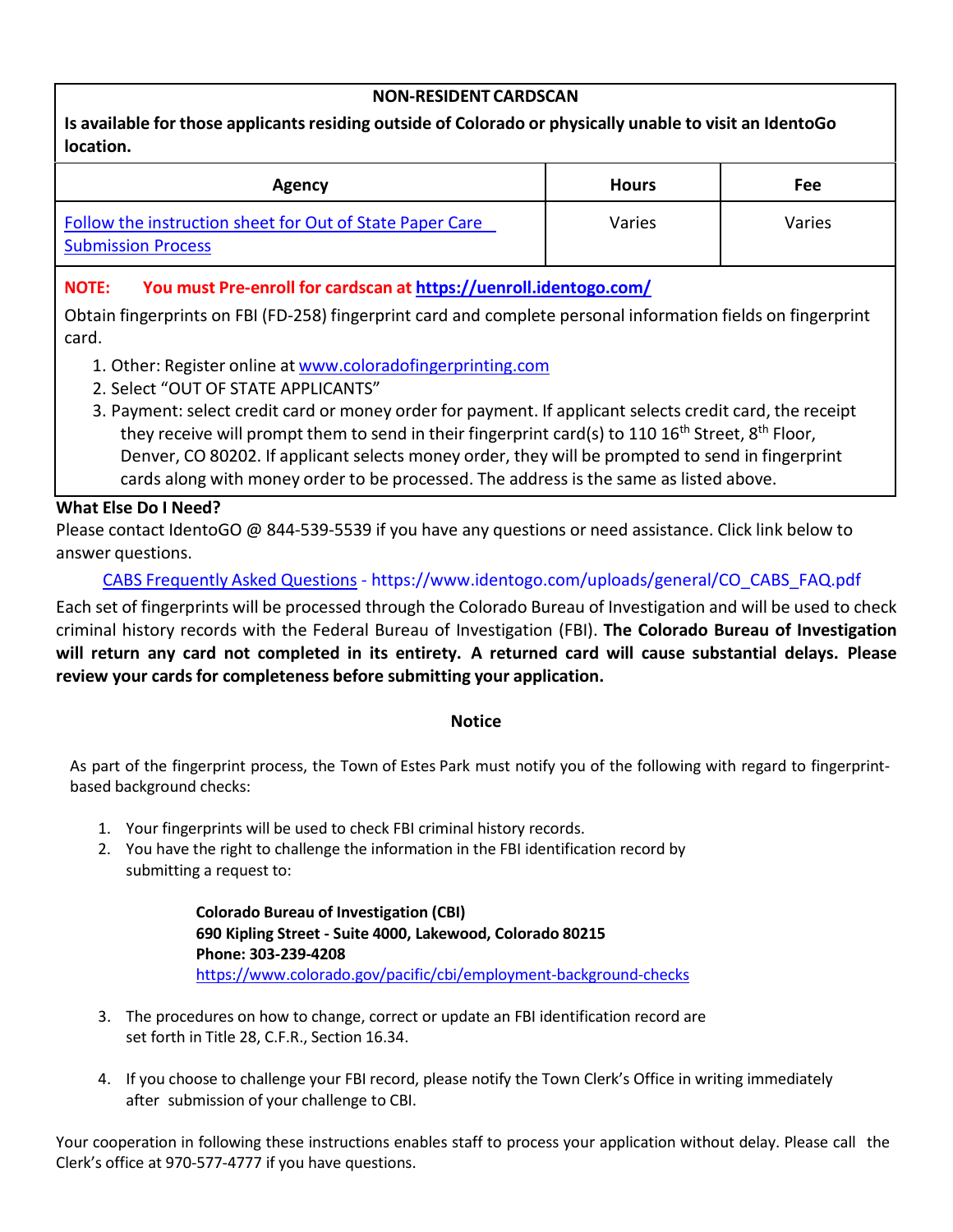**NON-RESIDENT CARDSCAN**

**Is available for those applicants residing outside of Colorado or physically unable to visit an IdentoGo location.**

| Agency | Hours | Fee |
|---|---|---|
| Follow the instruction sheet for Out of State Paper Care Submission Process | Varies | Varies |

**NOTE: You must Pre-enroll for cardscan at https://uenroll.identogo.com/**

Obtain fingerprints on FBI (FD-258) fingerprint card and complete personal information fields on fingerprint card.

1. Other: Register online at www.coloradofingerprinting.com
2. Select "OUT OF STATE APPLICANTS"
3. Payment: select credit card or money order for payment. If applicant selects credit card, the receipt they receive will prompt them to send in their fingerprint card(s) to 110 16th Street, 8th Floor, Denver, CO 80202. If applicant selects money order, they will be prompted to send in fingerprint cards along with money order to be processed. The address is the same as listed above.

**What Else Do I Need?**

Please contact IdentoGO @ 844-539-5539 if you have any questions or need assistance. Click link below to answer questions.

CABS Frequently Asked Questions - https://www.identogo.com/uploads/general/CO_CABS_FAQ.pdf

Each set of fingerprints will be processed through the Colorado Bureau of Investigation and will be used to check criminal history records with the Federal Bureau of Investigation (FBI). **The Colorado Bureau of Investigation will return any card not completed in its entirety. A returned card will cause substantial delays. Please review your cards for completeness before submitting your application.**

**Notice**

As part of the fingerprint process, the Town of Estes Park must notify you of the following with regard to fingerprint-based background checks:

1. Your fingerprints will be used to check FBI criminal history records.
2. You have the right to challenge the information in the FBI identification record by submitting a request to:

   **Colorado Bureau of Investigation (CBI)**
   **690 Kipling Street - Suite 4000, Lakewood, Colorado 80215**
   **Phone: 303-239-4208**
   https://www.colorado.gov/pacific/cbi/employment-background-checks

3. The procedures on how to change, correct or update an FBI identification record are set forth in Title 28, C.F.R., Section 16.34.

4. If you choose to challenge your FBI record, please notify the Town Clerk's Office in writing immediately after submission of your challenge to CBI.

Your cooperation in following these instructions enables staff to process your application without delay. Please call the Clerk's office at 970-577-4777 if you have questions.